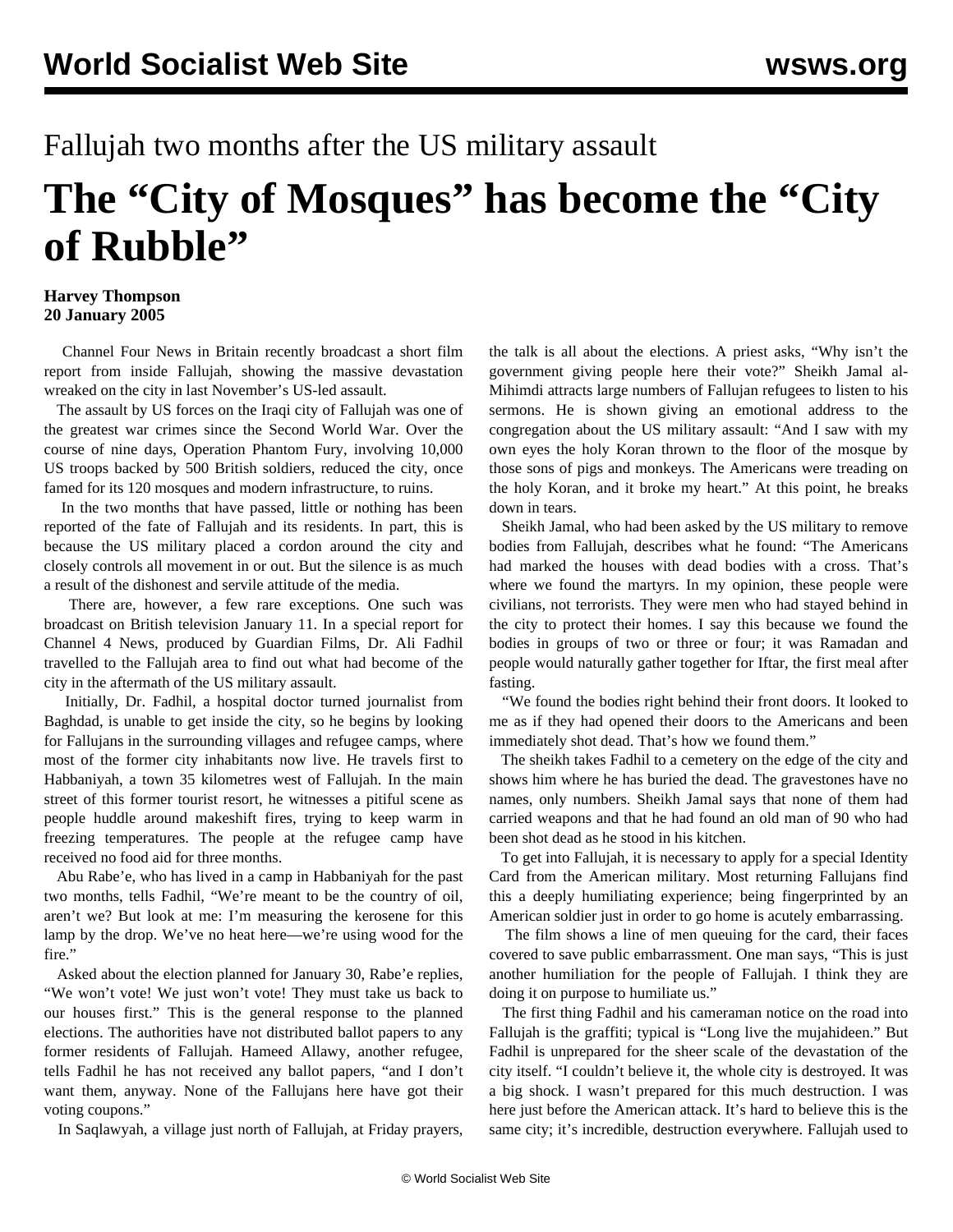# Fallujah two months after the US military assault

# The "City of Mosques" has become the "City of Rubble"

**Harvey Thompson**
**20 January 2005**

Channel Four News in Britain recently broadcast a short film report from inside Fallujah, showing the massive devastation wreaked on the city in last November's US-led assault.

The assault by US forces on the Iraqi city of Fallujah was one of the greatest war crimes since the Second World War. Over the course of nine days, Operation Phantom Fury, involving 10,000 US troops backed by 500 British soldiers, reduced the city, once famed for its 120 mosques and modern infrastructure, to ruins.

In the two months that have passed, little or nothing has been reported of the fate of Fallujah and its residents. In part, this is because the US military placed a cordon around the city and closely controls all movement in or out. But the silence is as much a result of the dishonest and servile attitude of the media.

There are, however, a few rare exceptions. One such was broadcast on British television January 11. In a special report for Channel 4 News, produced by Guardian Films, Dr. Ali Fadhil travelled to the Fallujah area to find out what had become of the city in the aftermath of the US military assault.

Initially, Dr. Fadhil, a hospital doctor turned journalist from Baghdad, is unable to get inside the city, so he begins by looking for Fallujans in the surrounding villages and refugee camps, where most of the former city inhabitants now live. He travels first to Habbaniyah, a town 35 kilometres west of Fallujah. In the main street of this former tourist resort, he witnesses a pitiful scene as people huddle around makeshift fires, trying to keep warm in freezing temperatures. The people at the refugee camp have received no food aid for three months.

Abu Rabe'e, who has lived in a camp in Habbaniyah for the past two months, tells Fadhil, "We're meant to be the country of oil, aren't we? But look at me: I'm measuring the kerosene for this lamp by the drop. We've no heat here—we're using wood for the fire."

Asked about the election planned for January 30, Rabe'e replies, "We won't vote! We just won't vote! They must take us back to our houses first." This is the general response to the planned elections. The authorities have not distributed ballot papers to any former residents of Fallujah. Hameed Allawy, another refugee, tells Fadhil he has not received any ballot papers, "and I don't want them, anyway. None of the Fallujans here have got their voting coupons."

In Saqlawyah, a village just north of Fallujah, at Friday prayers, the talk is all about the elections. A priest asks, "Why isn't the government giving people here their vote?" Sheikh Jamal al-Mihimdi attracts large numbers of Fallujan refugees to listen to his sermons. He is shown giving an emotional address to the congregation about the US military assault: "And I saw with my own eyes the holy Koran thrown to the floor of the mosque by those sons of pigs and monkeys. The Americans were treading on the holy Koran, and it broke my heart." At this point, he breaks down in tears.

Sheikh Jamal, who had been asked by the US military to remove bodies from Fallujah, describes what he found: "The Americans had marked the houses with dead bodies with a cross. That's where we found the martyrs. In my opinion, these people were civilians, not terrorists. They were men who had stayed behind in the city to protect their homes. I say this because we found the bodies in groups of two or three or four; it was Ramadan and people would naturally gather together for Iftar, the first meal after fasting.

"We found the bodies right behind their front doors. It looked to me as if they had opened their doors to the Americans and been immediately shot dead. That's how we found them."

The sheikh takes Fadhil to a cemetery on the edge of the city and shows him where he has buried the dead. The gravestones have no names, only numbers. Sheikh Jamal says that none of them had carried weapons and that he had found an old man of 90 who had been shot dead as he stood in his kitchen.

To get into Fallujah, it is necessary to apply for a special Identity Card from the American military. Most returning Fallujans find this a deeply humiliating experience; being fingerprinted by an American soldier just in order to go home is acutely embarrassing.

The film shows a line of men queuing for the card, their faces covered to save public embarrassment. One man says, "This is just another humiliation for the people of Fallujah. I think they are doing it on purpose to humiliate us."

The first thing Fadhil and his cameraman notice on the road into Fallujah is the graffiti; typical is "Long live the mujahideen." But Fadhil is unprepared for the sheer scale of the devastation of the city itself. "I couldn't believe it, the whole city is destroyed. It was a big shock. I wasn't prepared for this much destruction. I was here just before the American attack. It's hard to believe this is the same city; it's incredible, destruction everywhere. Fallujah used to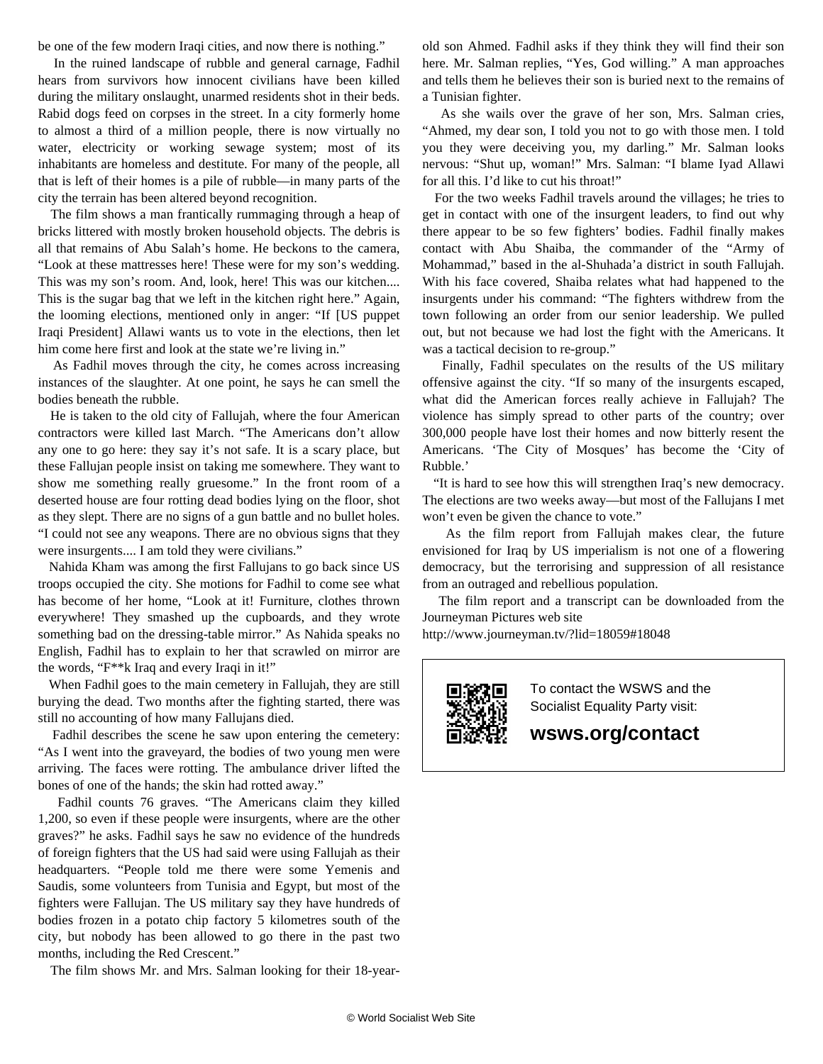be one of the few modern Iraqi cities, and now there is nothing."

In the ruined landscape of rubble and general carnage, Fadhil hears from survivors how innocent civilians have been killed during the military onslaught, unarmed residents shot in their beds. Rabid dogs feed on corpses in the street. In a city formerly home to almost a third of a million people, there is now virtually no water, electricity or working sewage system; most of its inhabitants are homeless and destitute. For many of the people, all that is left of their homes is a pile of rubble—in many parts of the city the terrain has been altered beyond recognition.

The film shows a man frantically rummaging through a heap of bricks littered with mostly broken household objects. The debris is all that remains of Abu Salah's home. He beckons to the camera, "Look at these mattresses here! These were for my son's wedding. This was my son's room. And, look, here! This was our kitchen.... This is the sugar bag that we left in the kitchen right here." Again, the looming elections, mentioned only in anger: "If [US puppet Iraqi President] Allawi wants us to vote in the elections, then let him come here first and look at the state we're living in."

As Fadhil moves through the city, he comes across increasing instances of the slaughter. At one point, he says he can smell the bodies beneath the rubble.

He is taken to the old city of Fallujah, where the four American contractors were killed last March. "The Americans don't allow any one to go here: they say it's not safe. It is a scary place, but these Fallujan people insist on taking me somewhere. They want to show me something really gruesome." In the front room of a deserted house are four rotting dead bodies lying on the floor, shot as they slept. There are no signs of a gun battle and no bullet holes. "I could not see any weapons. There are no obvious signs that they were insurgents.... I am told they were civilians."

Nahida Kham was among the first Fallujans to go back since US troops occupied the city. She motions for Fadhil to come see what has become of her home, "Look at it! Furniture, clothes thrown everywhere! They smashed up the cupboards, and they wrote something bad on the dressing-table mirror." As Nahida speaks no English, Fadhil has to explain to her that scrawled on mirror are the words, "F**k Iraq and every Iraqi in it!"

When Fadhil goes to the main cemetery in Fallujah, they are still burying the dead. Two months after the fighting started, there was still no accounting of how many Fallujans died.

Fadhil describes the scene he saw upon entering the cemetery: "As I went into the graveyard, the bodies of two young men were arriving. The faces were rotting. The ambulance driver lifted the bones of one of the hands; the skin had rotted away."

Fadhil counts 76 graves. "The Americans claim they killed 1,200, so even if these people were insurgents, where are the other graves?" he asks. Fadhil says he saw no evidence of the hundreds of foreign fighters that the US had said were using Fallujah as their headquarters. "People told me there were some Yemenis and Saudis, some volunteers from Tunisia and Egypt, but most of the fighters were Fallujan. The US military say they have hundreds of bodies frozen in a potato chip factory 5 kilometres south of the city, but nobody has been allowed to go there in the past two months, including the Red Crescent."

The film shows Mr. and Mrs. Salman looking for their 18-year-old son Ahmed. Fadhil asks if they think they will find their son here. Mr. Salman replies, "Yes, God willing." A man approaches and tells them he believes their son is buried next to the remains of a Tunisian fighter.

As she wails over the grave of her son, Mrs. Salman cries, "Ahmed, my dear son, I told you not to go with those men. I told you they were deceiving you, my darling." Mr. Salman looks nervous: "Shut up, woman!" Mrs. Salman: "I blame Iyad Allawi for all this. I'd like to cut his throat!"

For the two weeks Fadhil travels around the villages; he tries to get in contact with one of the insurgent leaders, to find out why there appear to be so few fighters' bodies. Fadhil finally makes contact with Abu Shaiba, the commander of the "Army of Mohammad," based in the al-Shuhada'a district in south Fallujah. With his face covered, Shaiba relates what had happened to the insurgents under his command: "The fighters withdrew from the town following an order from our senior leadership. We pulled out, but not because we had lost the fight with the Americans. It was a tactical decision to re-group."

Finally, Fadhil speculates on the results of the US military offensive against the city. "If so many of the insurgents escaped, what did the American forces really achieve in Fallujah? The violence has simply spread to other parts of the country; over 300,000 people have lost their homes and now bitterly resent the Americans. 'The City of Mosques' has become the 'City of Rubble.'

"It is hard to see how this will strengthen Iraq's new democracy. The elections are two weeks away—but most of the Fallujans I met won't even be given the chance to vote."

As the film report from Fallujah makes clear, the future envisioned for Iraq by US imperialism is not one of a flowering democracy, but the terrorising and suppression of all resistance from an outraged and rebellious population.

The film report and a transcript can be downloaded from the Journeyman Pictures web site
http://www.journeyman.tv/?lid=18059#18048

To contact the WSWS and the Socialist Equality Party visit:

**wsws.org/contact**